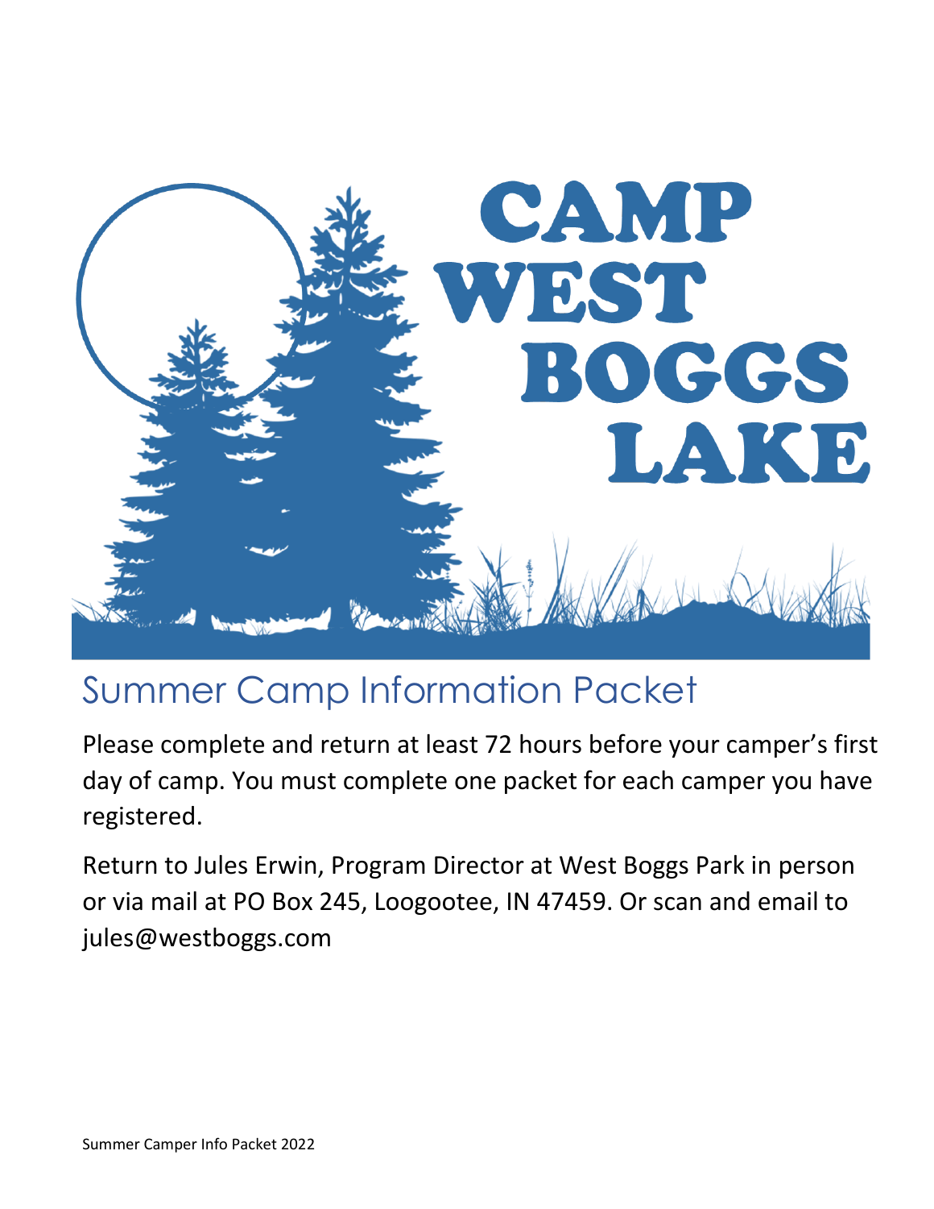# CAMP WEST BOGGS LAKE

## Summer Camp Information Packet

Please complete and return at least 72 hours before your camper's first day of camp. You must complete one packet for each camper you have registered.

Return to Jules Erwin, Program Director at West Boggs Park in person or via mail at PO Box 245, Loogootee, IN 47459. Or scan and email to jules@westboggs.com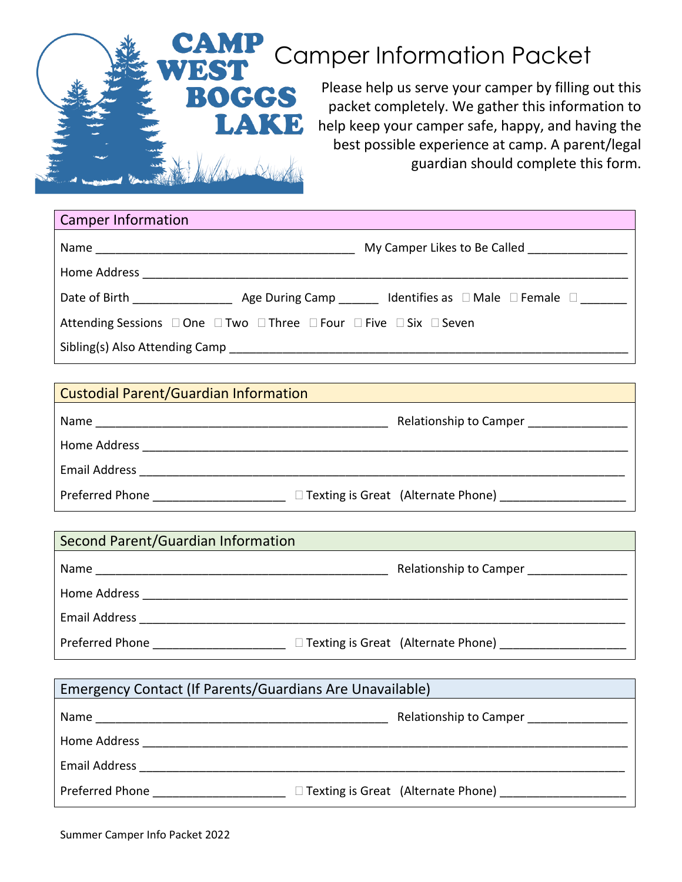# CAMP WEST BOGGS LAKE

# Camper Information Packet

Please help us serve your camper by filling out this packet completely. We gather this information to help keep your camper safe, happy, and having the best possible experience at camp. A parent/legal guardian should complete this form.

## Camper Information

Name ________________________________________ My Camper Likes to Be Called _______________

Home Address ___________________________________________________________________________

Date of Birth _______________ Age During Camp ______ Identifies as ☐ Male ☐ Female ☐ _______

Attending Sessions ☐ One ☐ Two ☐ Three ☐ Four ☐ Five ☐ Six ☐ Seven

Sibling(s) Also Attending Camp ____________________________________________________________

## Custodial Parent/Guardian Information

Name _____________________________________________ Relationship to Camper _______________

Home Address ___________________________________________________________________________

Email Address ___________________________________________________________________________

Preferred Phone ____________________ ☐ Texting is Great (Alternate Phone) __________________

## Second Parent/Guardian Information

Name _____________________________________________ Relationship to Camper _______________

Home Address ___________________________________________________________________________

Email Address ___________________________________________________________________________

Preferred Phone ____________________ ☐ Texting is Great (Alternate Phone) __________________

## Emergency Contact (If Parents/Guardians Are Unavailable)

Name _____________________________________________ Relationship to Camper _______________

Home Address ___________________________________________________________________________

Email Address ___________________________________________________________________________

Preferred Phone ____________________ ☐ Texting is Great (Alternate Phone) __________________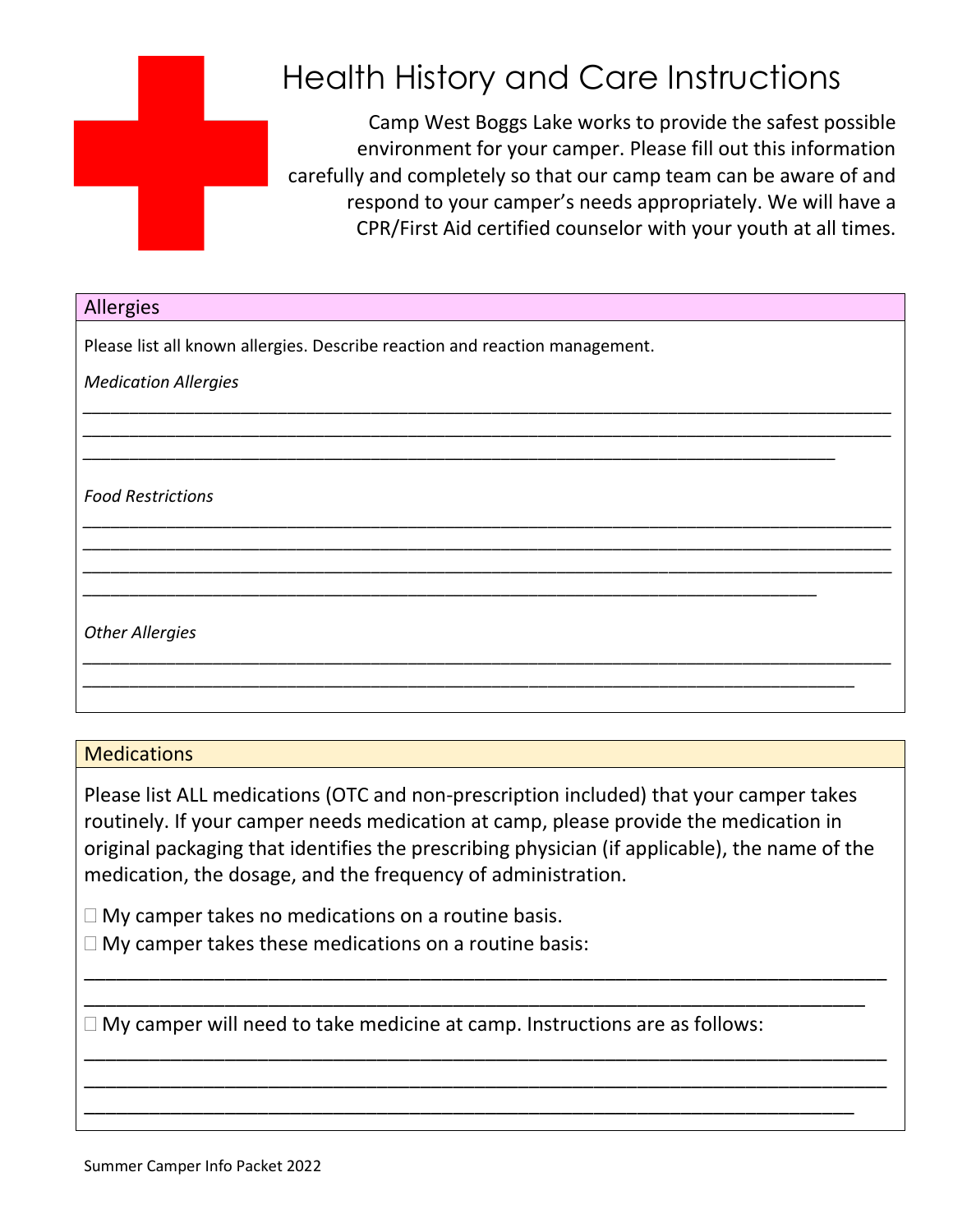# Health History and Care Instructions

Camp West Boggs Lake works to provide the safest possible environment for your camper. Please fill out this information carefully and completely so that our camp team can be aware of and respond to your camper's needs appropriately. We will have a CPR/First Aid certified counselor with your youth at all times.

## Allergies

Please list all known allergies. Describe reaction and reaction management.

*Medication Allergies*

______________________________________________________________________________
______________________________________________________________________________
______________________________________________________________________________

*Food Restrictions*

______________________________________________________________________________
______________________________________________________________________________
______________________________________________________________________________
______________________________________________________________________________

*Other Allergies*

______________________________________________________________________________
______________________________________________________________________________

## Medications

Please list ALL medications (OTC and non-prescription included) that your camper takes routinely. If your camper needs medication at camp, please provide the medication in original packaging that identifies the prescribing physician (if applicable), the name of the medication, the dosage, and the frequency of administration.

☐ My camper takes no medications on a routine basis.
☐ My camper takes these medications on a routine basis:

______________________________________________________________________________
______________________________________________________________________________

☐ My camper will need to take medicine at camp. Instructions are as follows:

______________________________________________________________________________
______________________________________________________________________________
______________________________________________________________________________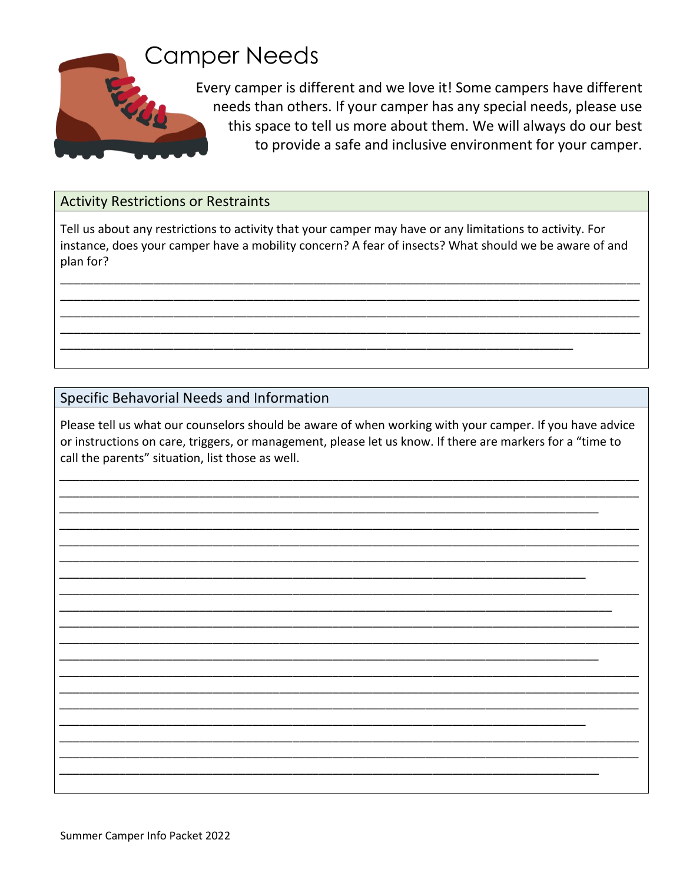# Camper Needs

Every camper is different and we love it! Some campers have different needs than others. If your camper has any special needs, please use this space to tell us more about them. We will always do our best to provide a safe and inclusive environment for your camper.

## Activity Restrictions or Restraints

Tell us about any restrictions to activity that your camper may have or any limitations to activity. For instance, does your camper have a mobility concern? A fear of insects? What should we be aware of and plan for?

_______________________________________________________________________________
_______________________________________________________________________________
_______________________________________________________________________________
_______________________________________________________________________________
_______________________________________________________________________

## Specific Behavioral Needs and Information

Please tell us what our counselors should be aware of when working with your camper. If you have advice or instructions on care, triggers, or management, please let us know. If there are markers for a "time to call the parents" situation, list those as well.

_______________________________________________________________________________
_______________________________________________________________________________
__________________________________________________________________________
_______________________________________________________________________________
_______________________________________________________________________________
_______________________________________________________________________________
________________________________________________________________________
_______________________________________________________________________________
____________________________________________________________________________
_______________________________________________________________________________
_______________________________________________________________________________
__________________________________________________________________________
_______________________________________________________________________________
_______________________________________________________________________________
_______________________________________________________________________________
________________________________________________________________________
_______________________________________________________________________________
_______________________________________________________________________________
__________________________________________________________________________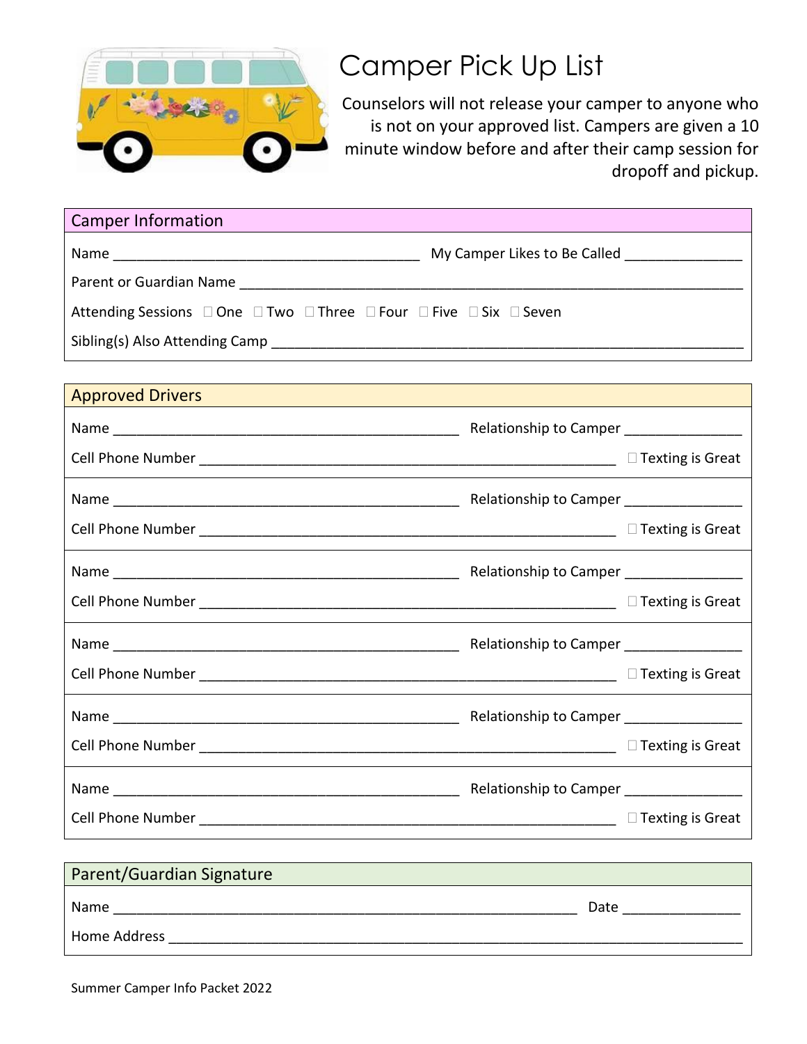# Camper Pick Up List

Counselors will not release your camper to anyone who is not on your approved list. Campers are given a 10 minute window before and after their camp session for dropoff and pickup.

## Camper Information

Name ________________________________________ My Camper Likes to Be Called _______________

Parent or Guardian Name ______________________________________________________________

Attending Sessions ☐ One ☐ Two ☐ Three ☐ Four ☐ Five ☐ Six ☐ Seven

Sibling(s) Also Attending Camp _________________________________________________________

## Approved Drivers

Name ______________________________________________ Relationship to Camper _______________

Cell Phone Number ______________________________________________________ ☐ Texting is Great

---

Name ______________________________________________ Relationship to Camper _______________

Cell Phone Number ______________________________________________________ ☐ Texting is Great

---

Name ______________________________________________ Relationship to Camper _______________

Cell Phone Number ______________________________________________________ ☐ Texting is Great

---

Name ______________________________________________ Relationship to Camper _______________

Cell Phone Number ______________________________________________________ ☐ Texting is Great

---

Name ______________________________________________ Relationship to Camper _______________

Cell Phone Number ______________________________________________________ ☐ Texting is Great

---

Name ______________________________________________ Relationship to Camper _______________

Cell Phone Number ______________________________________________________ ☐ Texting is Great

## Parent/Guardian Signature

Name ____________________________________________________________ Date _______________

Home Address __________________________________________________________________________

Summer Camper Info Packet 2022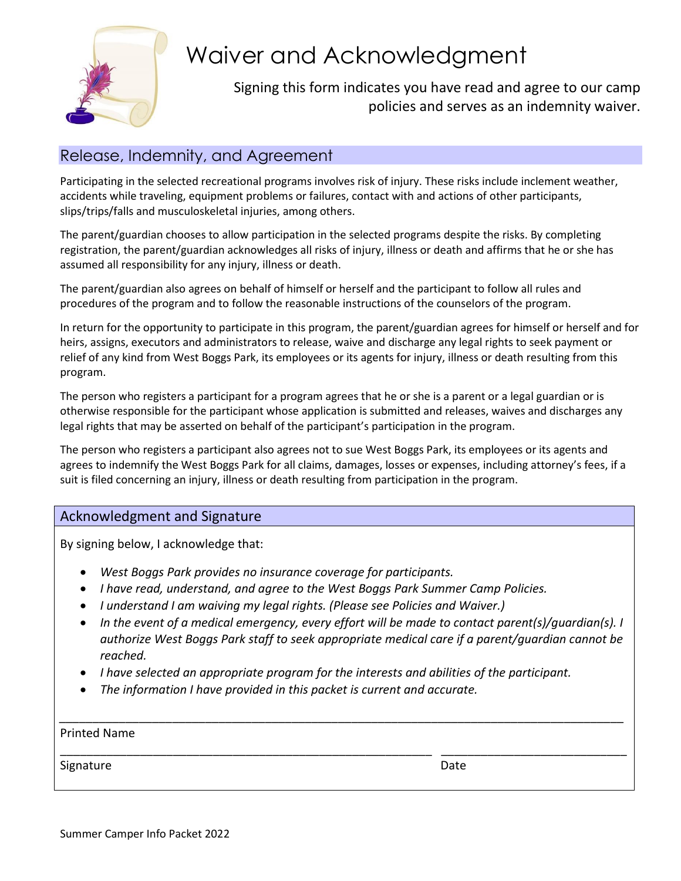# Waiver and Acknowledgment

Signing this form indicates you have read and agree to our camp policies and serves as an indemnity waiver.

## Release, Indemnity, and Agreement

Participating in the selected recreational programs involves risk of injury. These risks include inclement weather, accidents while traveling, equipment problems or failures, contact with and actions of other participants, slips/trips/falls and musculoskeletal injuries, among others.

The parent/guardian chooses to allow participation in the selected programs despite the risks. By completing registration, the parent/guardian acknowledges all risks of injury, illness or death and affirms that he or she has assumed all responsibility for any injury, illness or death.

The parent/guardian also agrees on behalf of himself or herself and the participant to follow all rules and procedures of the program and to follow the reasonable instructions of the counselors of the program.

In return for the opportunity to participate in this program, the parent/guardian agrees for himself or herself and for heirs, assigns, executors and administrators to release, waive and discharge any legal rights to seek payment or relief of any kind from West Boggs Park, its employees or its agents for injury, illness or death resulting from this program.

The person who registers a participant for a program agrees that he or she is a parent or a legal guardian or is otherwise responsible for the participant whose application is submitted and releases, waives and discharges any legal rights that may be asserted on behalf of the participant's participation in the program.

The person who registers a participant also agrees not to sue West Boggs Park, its employees or its agents and agrees to indemnify the West Boggs Park for all claims, damages, losses or expenses, including attorney's fees, if a suit is filed concerning an injury, illness or death resulting from participation in the program.

## Acknowledgment and Signature

By signing below, I acknowledge that:

- *West Boggs Park provides no insurance coverage for participants.*
- *I have read, understand, and agree to the West Boggs Park Summer Camp Policies.*
- *I understand I am waiving my legal rights. (Please see Policies and Waiver.)*
- *In the event of a medical emergency, every effort will be made to contact parent(s)/guardian(s). I authorize West Boggs Park staff to seek appropriate medical care if a parent/guardian cannot be reached.*
- *I have selected an appropriate program for the interests and abilities of the participant.*
- *The information I have provided in this packet is current and accurate.*

______________________________________________________________________________

Printed Name

________________________________________________ ______________________

Signature Date

Summer Camper Info Packet 2022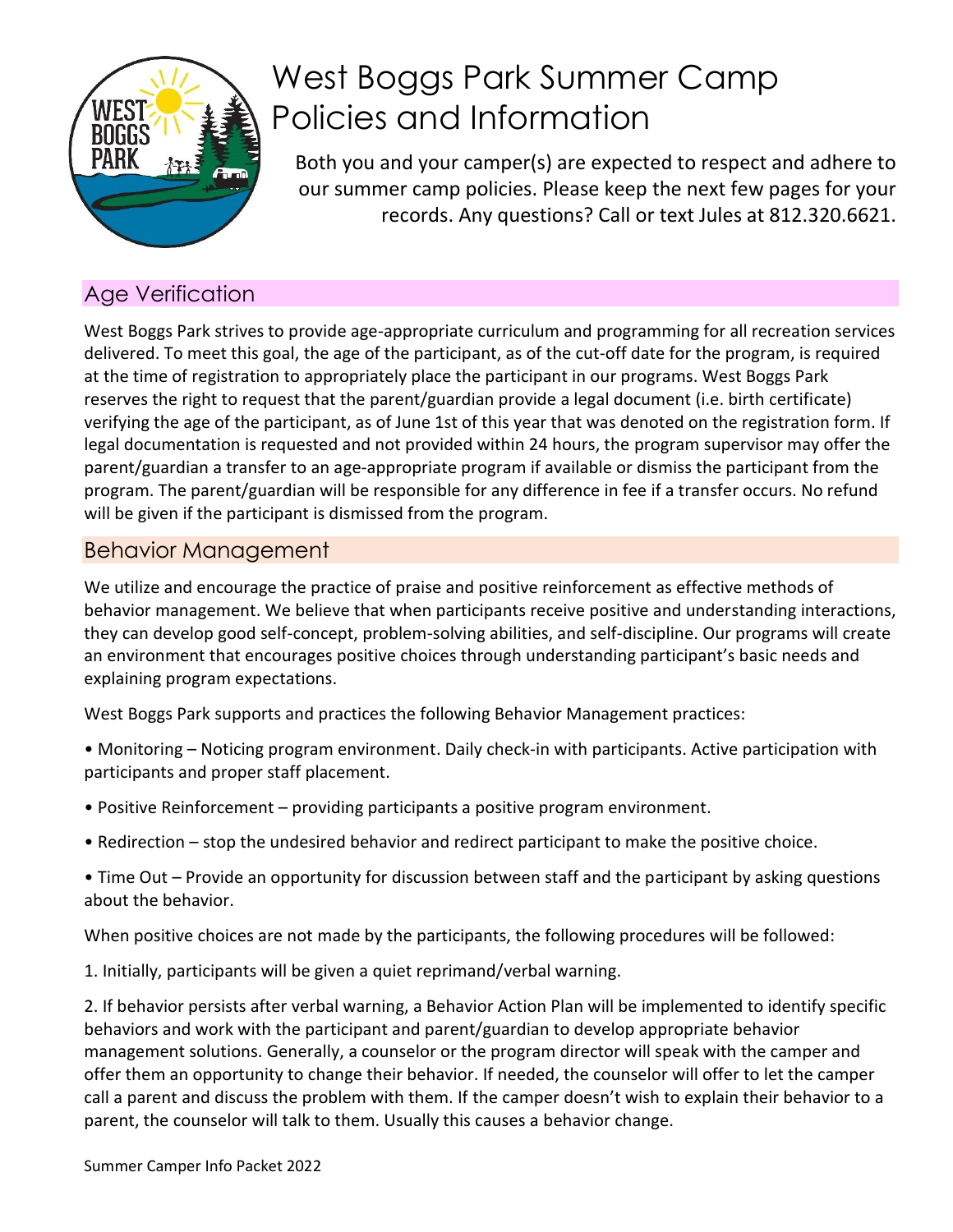# West Boggs Park Summer Camp Policies and Information

Both you and your camper(s) are expected to respect and adhere to our summer camp policies. Please keep the next few pages for your records. Any questions? Call or text Jules at 812.320.6621.

## Age Verification

West Boggs Park strives to provide age-appropriate curriculum and programming for all recreation services delivered. To meet this goal, the age of the participant, as of the cut-off date for the program, is required at the time of registration to appropriately place the participant in our programs. West Boggs Park reserves the right to request that the parent/guardian provide a legal document (i.e. birth certificate) verifying the age of the participant, as of June 1st of this year that was denoted on the registration form. If legal documentation is requested and not provided within 24 hours, the program supervisor may offer the parent/guardian a transfer to an age-appropriate program if available or dismiss the participant from the program. The parent/guardian will be responsible for any difference in fee if a transfer occurs. No refund will be given if the participant is dismissed from the program.

## Behavior Management

We utilize and encourage the practice of praise and positive reinforcement as effective methods of behavior management. We believe that when participants receive positive and understanding interactions, they can develop good self-concept, problem-solving abilities, and self-discipline. Our programs will create an environment that encourages positive choices through understanding participant's basic needs and explaining program expectations.

West Boggs Park supports and practices the following Behavior Management practices:

- Monitoring – Noticing program environment. Daily check-in with participants. Active participation with participants and proper staff placement.
- Positive Reinforcement – providing participants a positive program environment.
- Redirection – stop the undesired behavior and redirect participant to make the positive choice.
- Time Out – Provide an opportunity for discussion between staff and the participant by asking questions about the behavior.

When positive choices are not made by the participants, the following procedures will be followed:

1. Initially, participants will be given a quiet reprimand/verbal warning.

2. If behavior persists after verbal warning, a Behavior Action Plan will be implemented to identify specific behaviors and work with the participant and parent/guardian to develop appropriate behavior management solutions. Generally, a counselor or the program director will speak with the camper and offer them an opportunity to change their behavior. If needed, the counselor will offer to let the camper call a parent and discuss the problem with them. If the camper doesn't wish to explain their behavior to a parent, the counselor will talk to them. Usually this causes a behavior change.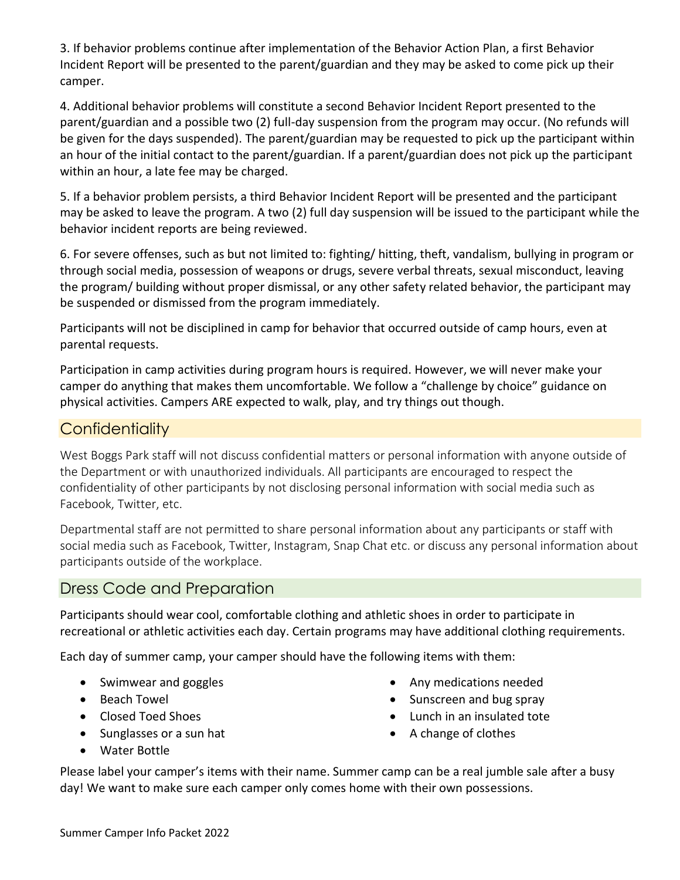3. If behavior problems continue after implementation of the Behavior Action Plan, a first Behavior Incident Report will be presented to the parent/guardian and they may be asked to come pick up their camper.

4. Additional behavior problems will constitute a second Behavior Incident Report presented to the parent/guardian and a possible two (2) full-day suspension from the program may occur. (No refunds will be given for the days suspended). The parent/guardian may be requested to pick up the participant within an hour of the initial contact to the parent/guardian. If a parent/guardian does not pick up the participant within an hour, a late fee may be charged.

5. If a behavior problem persists, a third Behavior Incident Report will be presented and the participant may be asked to leave the program. A two (2) full day suspension will be issued to the participant while the behavior incident reports are being reviewed.

6. For severe offenses, such as but not limited to: fighting/ hitting, theft, vandalism, bullying in program or through social media, possession of weapons or drugs, severe verbal threats, sexual misconduct, leaving the program/ building without proper dismissal, or any other safety related behavior, the participant may be suspended or dismissed from the program immediately.

Participants will not be disciplined in camp for behavior that occurred outside of camp hours, even at parental requests.

Participation in camp activities during program hours is required. However, we will never make your camper do anything that makes them uncomfortable. We follow a "challenge by choice" guidance on physical activities. Campers ARE expected to walk, play, and try things out though.

## Confidentiality

West Boggs Park staff will not discuss confidential matters or personal information with anyone outside of the Department or with unauthorized individuals. All participants are encouraged to respect the confidentiality of other participants by not disclosing personal information with social media such as Facebook, Twitter, etc.

Departmental staff are not permitted to share personal information about any participants or staff with social media such as Facebook, Twitter, Instagram, Snap Chat etc. or discuss any personal information about participants outside of the workplace.

## Dress Code and Preparation

Participants should wear cool, comfortable clothing and athletic shoes in order to participate in recreational or athletic activities each day. Certain programs may have additional clothing requirements.

Each day of summer camp, your camper should have the following items with them:

- Swimwear and goggles
- Beach Towel
- Closed Toed Shoes
- Sunglasses or a sun hat
- Water Bottle
- Any medications needed
- Sunscreen and bug spray
- Lunch in an insulated tote
- A change of clothes

Please label your camper's items with their name. Summer camp can be a real jumble sale after a busy day! We want to make sure each camper only comes home with their own possessions.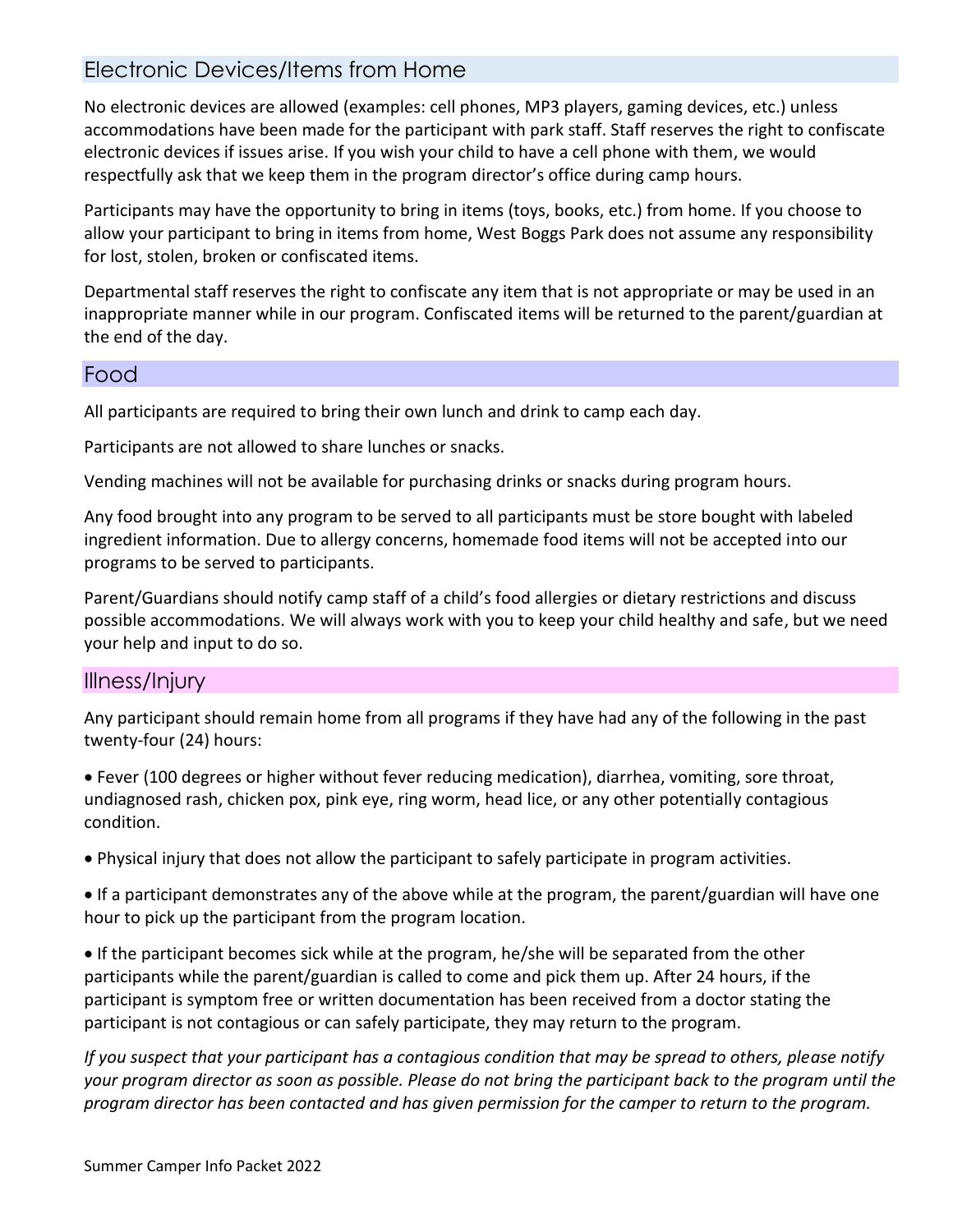## Electronic Devices/Items from Home

No electronic devices are allowed (examples: cell phones, MP3 players, gaming devices, etc.) unless accommodations have been made for the participant with park staff. Staff reserves the right to confiscate electronic devices if issues arise. If you wish your child to have a cell phone with them, we would respectfully ask that we keep them in the program director's office during camp hours.

Participants may have the opportunity to bring in items (toys, books, etc.) from home. If you choose to allow your participant to bring in items from home, West Boggs Park does not assume any responsibility for lost, stolen, broken or confiscated items.

Departmental staff reserves the right to confiscate any item that is not appropriate or may be used in an inappropriate manner while in our program. Confiscated items will be returned to the parent/guardian at the end of the day.

## Food

All participants are required to bring their own lunch and drink to camp each day.

Participants are not allowed to share lunches or snacks.

Vending machines will not be available for purchasing drinks or snacks during program hours.

Any food brought into any program to be served to all participants must be store bought with labeled ingredient information. Due to allergy concerns, homemade food items will not be accepted into our programs to be served to participants.

Parent/Guardians should notify camp staff of a child's food allergies or dietary restrictions and discuss possible accommodations. We will always work with you to keep your child healthy and safe, but we need your help and input to do so.

## Illness/Injury

Any participant should remain home from all programs if they have had any of the following in the past twenty-four (24) hours:

- Fever (100 degrees or higher without fever reducing medication), diarrhea, vomiting, sore throat, undiagnosed rash, chicken pox, pink eye, ring worm, head lice, or any other potentially contagious condition.
- Physical injury that does not allow the participant to safely participate in program activities.
- If a participant demonstrates any of the above while at the program, the parent/guardian will have one hour to pick up the participant from the program location.
- If the participant becomes sick while at the program, he/she will be separated from the other participants while the parent/guardian is called to come and pick them up. After 24 hours, if the participant is symptom free or written documentation has been received from a doctor stating the participant is not contagious or can safely participate, they may return to the program.

*If you suspect that your participant has a contagious condition that may be spread to others, please notify your program director as soon as possible. Please do not bring the participant back to the program until the program director has been contacted and has given permission for the camper to return to the program.*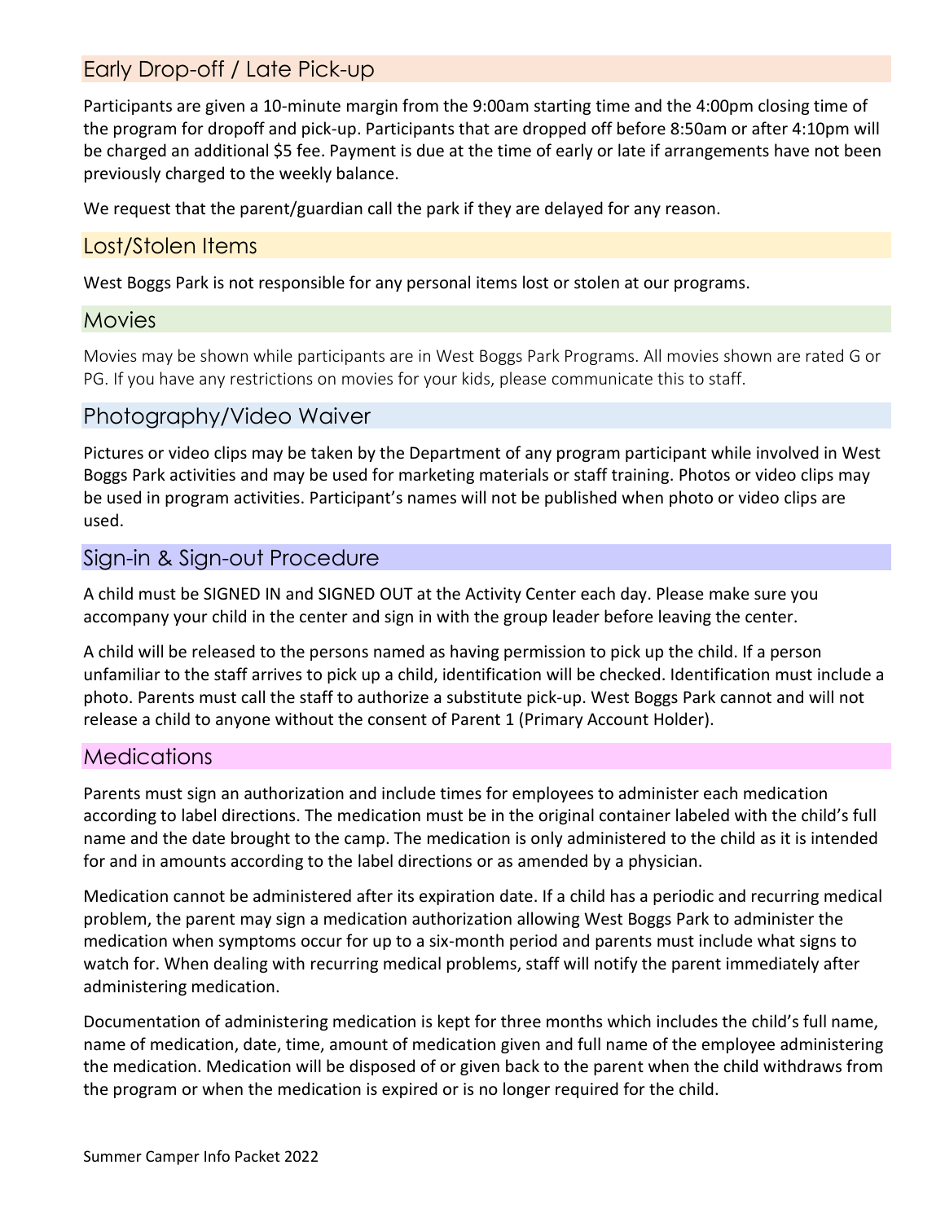## Early Drop-off / Late Pick-up

Participants are given a 10-minute margin from the 9:00am starting time and the 4:00pm closing time of the program for dropoff and pick-up. Participants that are dropped off before 8:50am or after 4:10pm will be charged an additional $5 fee. Payment is due at the time of early or late if arrangements have not been previously charged to the weekly balance.

We request that the parent/guardian call the park if they are delayed for any reason.

## Lost/Stolen Items

West Boggs Park is not responsible for any personal items lost or stolen at our programs.

## Movies

Movies may be shown while participants are in West Boggs Park Programs. All movies shown are rated G or PG. If you have any restrictions on movies for your kids, please communicate this to staff.

## Photography/Video Waiver

Pictures or video clips may be taken by the Department of any program participant while involved in West Boggs Park activities and may be used for marketing materials or staff training. Photos or video clips may be used in program activities. Participant's names will not be published when photo or video clips are used.

## Sign-in & Sign-out Procedure

A child must be SIGNED IN and SIGNED OUT at the Activity Center each day. Please make sure you accompany your child in the center and sign in with the group leader before leaving the center.

A child will be released to the persons named as having permission to pick up the child. If a person unfamiliar to the staff arrives to pick up a child, identification will be checked. Identification must include a photo. Parents must call the staff to authorize a substitute pick-up. West Boggs Park cannot and will not release a child to anyone without the consent of Parent 1 (Primary Account Holder).

## Medications

Parents must sign an authorization and include times for employees to administer each medication according to label directions. The medication must be in the original container labeled with the child's full name and the date brought to the camp. The medication is only administered to the child as it is intended for and in amounts according to the label directions or as amended by a physician.

Medication cannot be administered after its expiration date. If a child has a periodic and recurring medical problem, the parent may sign a medication authorization allowing West Boggs Park to administer the medication when symptoms occur for up to a six-month period and parents must include what signs to watch for. When dealing with recurring medical problems, staff will notify the parent immediately after administering medication.

Documentation of administering medication is kept for three months which includes the child's full name, name of medication, date, time, amount of medication given and full name of the employee administering the medication. Medication will be disposed of or given back to the parent when the child withdraws from the program or when the medication is expired or is no longer required for the child.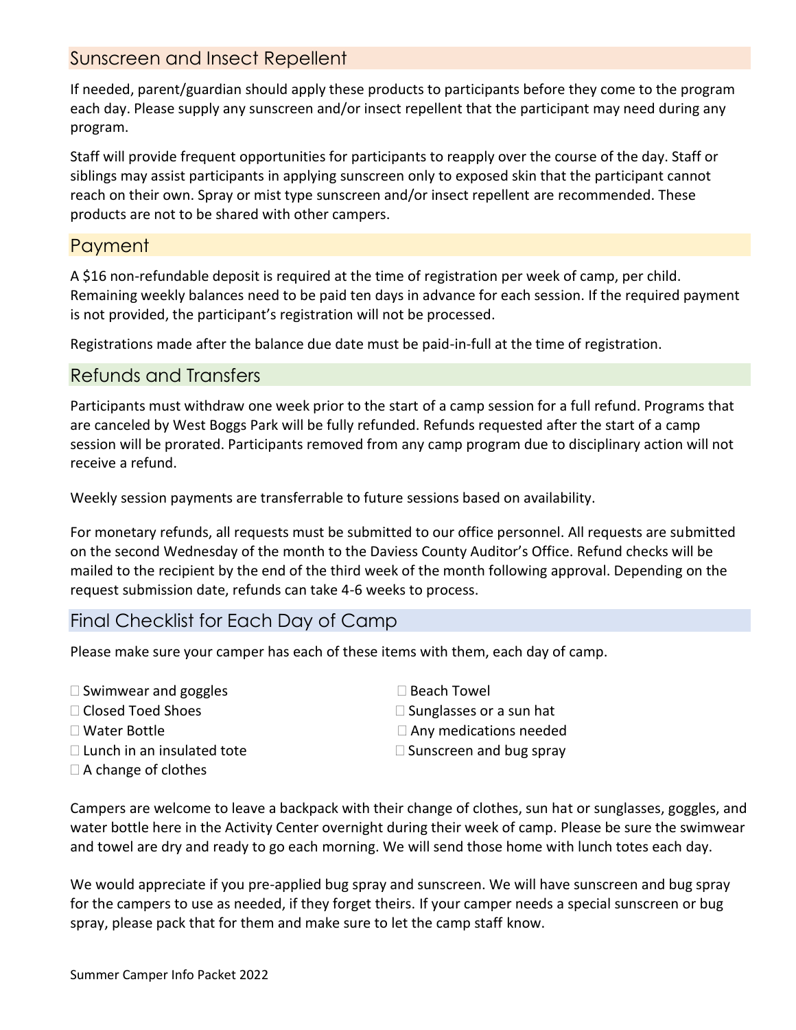## Sunscreen and Insect Repellent

If needed, parent/guardian should apply these products to participants before they come to the program each day. Please supply any sunscreen and/or insect repellent that the participant may need during any program.

Staff will provide frequent opportunities for participants to reapply over the course of the day. Staff or siblings may assist participants in applying sunscreen only to exposed skin that the participant cannot reach on their own. Spray or mist type sunscreen and/or insect repellent are recommended. These products are not to be shared with other campers.

## Payment

A $16 non-refundable deposit is required at the time of registration per week of camp, per child. Remaining weekly balances need to be paid ten days in advance for each session. If the required payment is not provided, the participant's registration will not be processed.

Registrations made after the balance due date must be paid-in-full at the time of registration.

## Refunds and Transfers

Participants must withdraw one week prior to the start of a camp session for a full refund. Programs that are canceled by West Boggs Park will be fully refunded. Refunds requested after the start of a camp session will be prorated. Participants removed from any camp program due to disciplinary action will not receive a refund.

Weekly session payments are transferrable to future sessions based on availability.

For monetary refunds, all requests must be submitted to our office personnel. All requests are submitted on the second Wednesday of the month to the Daviess County Auditor's Office. Refund checks will be mailed to the recipient by the end of the third week of the month following approval. Depending on the request submission date, refunds can take 4-6 weeks to process.

## Final Checklist for Each Day of Camp

Please make sure your camper has each of these items with them, each day of camp.

- ☐ Swimwear and goggles
- ☐ Closed Toed Shoes
- ☐ Water Bottle
- ☐ Lunch in an insulated tote
- ☐ A change of clothes
- ☐ Beach Towel
- ☐ Sunglasses or a sun hat
- ☐ Any medications needed
- ☐ Sunscreen and bug spray

Campers are welcome to leave a backpack with their change of clothes, sun hat or sunglasses, goggles, and water bottle here in the Activity Center overnight during their week of camp. Please be sure the swimwear and towel are dry and ready to go each morning. We will send those home with lunch totes each day.

We would appreciate if you pre-applied bug spray and sunscreen. We will have sunscreen and bug spray for the campers to use as needed, if they forget theirs. If your camper needs a special sunscreen or bug spray, please pack that for them and make sure to let the camp staff know.